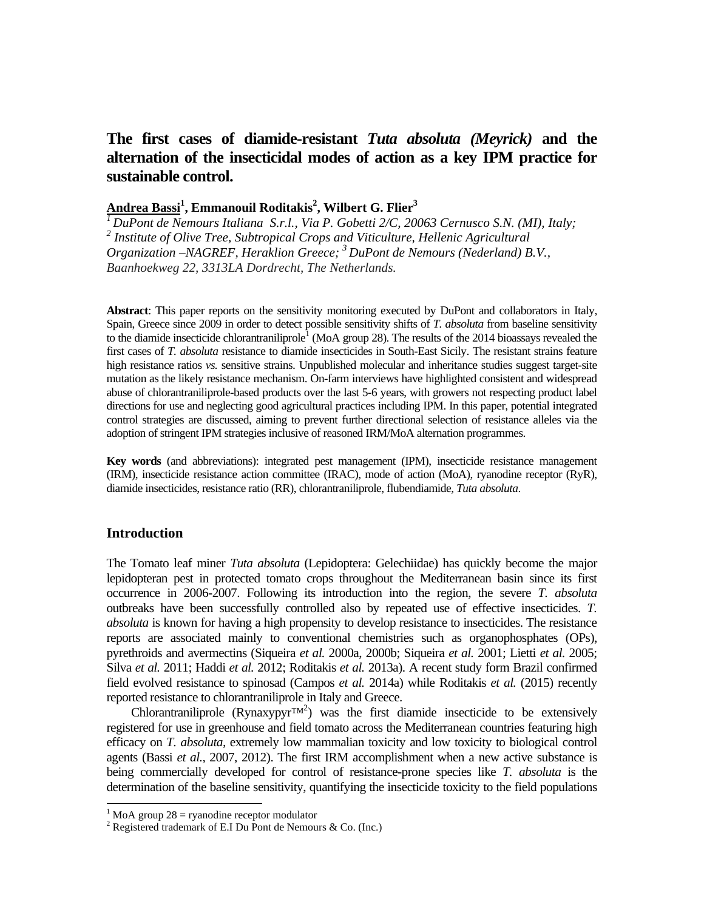# The first cases of diamide-resistant *Tuta absoluta (Meyrick)* and the alternation of the insecticidal modes of action as a key IPM practice for sustainable control.

**Andrea Bassi[1], Emmanouil Roditakis[2], Wilbert G. Flier[3]**

*[1] DuPont de Nemours Italiana S.r.l., Via P. Gobetti 2/C, 20063 Cernusco S.N. (MI), Italy; [2] Institute of Olive Tree, Subtropical Crops and Viticulture, Hellenic Agricultural Organization –NAGREF, Heraklion Greece; [3] DuPont de Nemours (Nederland) B.V., Baanhoekweg 22, 3313LA Dordrecht, The Netherlands.*

**Abstract**: This paper reports on the sensitivity monitoring executed by DuPont and collaborators in Italy, Spain, Greece since 2009 in order to detect possible sensitivity shifts of *T. absoluta* from baseline sensitivity to the diamide insecticide chlorantraniliprole[1] (MoA group 28). The results of the 2014 bioassays revealed the first cases of *T. absoluta* resistance to diamide insecticides in South-East Sicily. The resistant strains feature high resistance ratios *vs.* sensitive strains. Unpublished molecular and inheritance studies suggest target-site mutation as the likely resistance mechanism. On-farm interviews have highlighted consistent and widespread abuse of chlorantraniliprole-based products over the last 5-6 years, with growers not respecting product label directions for use and neglecting good agricultural practices including IPM. In this paper, potential integrated control strategies are discussed, aiming to prevent further directional selection of resistance alleles via the adoption of stringent IPM strategies inclusive of reasoned IRM/MoA alternation programmes.

**Key words** (and abbreviations): integrated pest management (IPM), insecticide resistance management (IRM), insecticide resistance action committee (IRAC), mode of action (MoA), ryanodine receptor (RyR), diamide insecticides, resistance ratio (RR), chlorantraniliprole, flubendiamide, *Tuta absoluta.*

## Introduction

The Tomato leaf miner *Tuta absoluta* (Lepidoptera: Gelechiidae) has quickly become the major lepidopteran pest in protected tomato crops throughout the Mediterranean basin since its first occurrence in 2006-2007. Following its introduction into the region, the severe *T. absoluta* outbreaks have been successfully controlled also by repeated use of effective insecticides. *T. absoluta* is known for having a high propensity to develop resistance to insecticides. The resistance reports are associated mainly to conventional chemistries such as organophosphates (OPs), pyrethroids and avermectins (Siqueira *et al.* 2000a, 2000b; Siqueira *et al.* 2001; Lietti *et al.* 2005; Silva *et al.* 2011; Haddi *et al.* 2012; Roditakis *et al.* 2013a). A recent study form Brazil confirmed field evolved resistance to spinosad (Campos *et al.* 2014a) while Roditakis *et al.* (2015) recently reported resistance to chlorantraniliprole in Italy and Greece.

Chlorantraniliprole (Rynaxypyr™[2]) was the first diamide insecticide to be extensively registered for use in greenhouse and field tomato across the Mediterranean countries featuring high efficacy on *T. absoluta*, extremely low mammalian toxicity and low toxicity to biological control agents (Bassi *et al.*, 2007, 2012). The first IRM accomplishment when a new active substance is being commercially developed for control of resistance-prone species like *T. absoluta* is the determination of the baseline sensitivity, quantifying the insecticide toxicity to the field populations

[1] MoA group 28 = ryanodine receptor modulator

[2] Registered trademark of E.I Du Pont de Nemours & Co. (Inc.)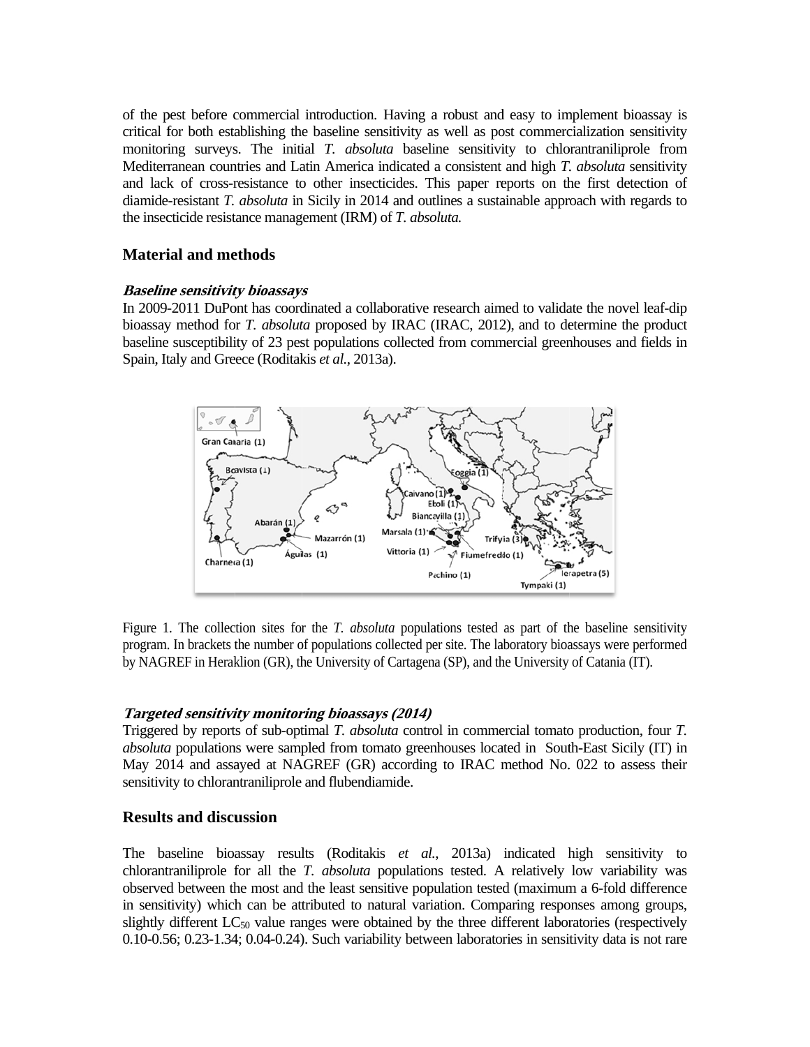of the pest before commercial introduction. Having a robust and easy to implement bioassay is critical for both establishing the baseline sensitivity as well as post commercialization sensitivity monitoring surveys. The initial *T. absoluta* baseline sensitivity to chlorantraniliprole from Mediterranean countries and Latin America indicated a consistent and high *T. absoluta* sensitivity and lack of cross-resistance to other insecticides. This paper reports on the first detection of diamide-resistant *T. absoluta* in Sicily in 2014 and outlines a sustainable approach with regards to the insecticide resistance management (IRM) of *T. absoluta.*

## Material and methods

### *Baseline sensitivity bioassays*

In 2009-2011 DuPont has coordinated a collaborative research aimed to validate the novel leaf-dip bioassay method for *T. absoluta* proposed by IRAC (IRAC, 2012), and to determine the product baseline susceptibility of 23 pest populations collected from commercial greenhouses and fields in Spain, Italy and Greece (Roditakis *et al.*, 2013a).

Figure 1. The collection sites for the *T. absoluta* populations tested as part of the baseline sensitivity program. In brackets the number of populations collected per site. The laboratory bioassays were performed by NAGREF in Heraklion (GR), the University of Cartagena (SP), and the University of Catania (IT).

### *Targeted sensitivity monitoring bioassays (2014)*

Triggered by reports of sub-optimal *T. absoluta* control in commercial tomato production, four *T. absoluta* populations were sampled from tomato greenhouses located in South-East Sicily (IT) in May 2014 and assayed at NAGREF (GR) according to IRAC method No. 022 to assess their sensitivity to chlorantraniliprole and flubendiamide.

## Results and discussion

The baseline bioassay results (Roditakis *et al.*, 2013a) indicated high sensitivity to chlorantraniliprole for all the *T. absoluta* populations tested. A relatively low variability was observed between the most and the least sensitive population tested (maximum a 6-fold difference in sensitivity) which can be attributed to natural variation. Comparing responses among groups, slightly different $LC_{50}$ value ranges were obtained by the three different laboratories (respectively 0.10-0.56; 0.23-1.34; 0.04-0.24). Such variability between laboratories in sensitivity data is not rare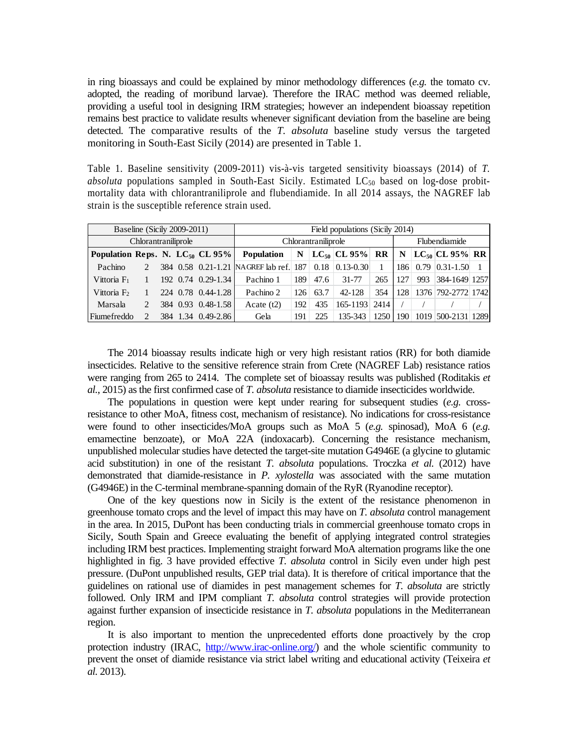in ring bioassays and could be explained by minor methodology differences (*e.g.* the tomato cv. adopted, the reading of moribund larvae). Therefore the IRAC method was deemed reliable, providing a useful tool in designing IRM strategies; however an independent bioassay repetition remains best practice to validate results whenever significant deviation from the baseline are being detected. The comparative results of the *T. absoluta* baseline study versus the targeted monitoring in South-East Sicily (2014) are presented in Table 1.

Table 1. Baseline sensitivity (2009-2011) vis-à-vis targeted sensitivity bioassays (2014) of *T. absoluta* populations sampled in South-East Sicily. Estimated $LC_{50}$ based on log-dose probit-mortality data with chlorantraniliprole and flubendiamide. In all 2014 assays, the NAGREF lab strain is the susceptible reference strain used.

| Baseline (Sicily 2009-2011) | | | | | Field populations (Sicily 2014) | | | | | | | | |
|---|---|---|---|---|---|---|---|---|---|---|---|---|---|
| Chlorantraniliprole | | | | | | Chlorantraniliprole | | | | Flubendiamide | | | |
| **Population** | **Reps.** | **N.** | **$LC_{50}$** | **CL 95%** | **Population** | **N** | **$LC_{50}$** | **CL 95%** | **RR** | **N** | **$LC_{50}$** | **CL 95%** | **RR** |
| Pachino | 2 | 384 | 0.58 | 0.21-1.21 | NAGREF lab ref. | 187 | 0.18 | 0.13-0.30 | 1 | 186 | 0.79 | 0.31-1.50 | 1 |
| Vittoria $F_1$ | 1 | 192 | 0.74 | 0.29-1.34 | Pachino 1 | 189 | 47.6 | 31-77 | 265 | 127 | 993 | 384-1649 | 1257 |
| Vittoria $F_2$ | 1 | 224 | 0.78 | 0.44-1.28 | Pachino 2 | 126 | 63.7 | 42-128 | 354 | 128 | 1376 | 792-2772 | 1742 |
| Marsala | 2 | 384 | 0.93 | 0.48-1.58 | Acate (t2) | 192 | 435 | 165-1193 | 2414 | / | / | / | / |
| Fiumefreddo | 2 | 384 | 1.34 | 0.49-2.86 | Gela | 191 | 225 | 135-343 | 1250 | 190 | 1019 | 500-2131 | 1289 |

The 2014 bioassay results indicate high or very high resistant ratios (RR) for both diamide insecticides. Relative to the sensitive reference strain from Crete (NAGREF Lab) resistance ratios were ranging from 265 to 2414. The complete set of bioassay results was published (Roditakis *et al.*, 2015) as the first confirmed case of *T. absoluta* resistance to diamide insecticides worldwide.

The populations in question were kept under rearing for subsequent studies (*e.g.* cross-resistance to other MoA, fitness cost, mechanism of resistance). No indications for cross-resistance were found to other insecticides/MoA groups such as MoA 5 (*e.g.* spinosad), MoA 6 (*e.g.* emamectine benzoate), or MoA 22A (indoxacarb). Concerning the resistance mechanism, unpublished molecular studies have detected the target-site mutation G4946E (a glycine to glutamic acid substitution) in one of the resistant *T. absoluta* populations. Troczka *et al.* (2012) have demonstrated that diamide-resistance in *P. xylostella* was associated with the same mutation (G4946E) in the C-terminal membrane-spanning domain of the RyR (Ryanodine receptor).

One of the key questions now in Sicily is the extent of the resistance phenomenon in greenhouse tomato crops and the level of impact this may have on *T. absoluta* control management in the area. In 2015, DuPont has been conducting trials in commercial greenhouse tomato crops in Sicily, South Spain and Greece evaluating the benefit of applying integrated control strategies including IRM best practices. Implementing straight forward MoA alternation programs like the one highlighted in fig. 3 have provided effective *T. absoluta* control in Sicily even under high pest pressure. (DuPont unpublished results, GEP trial data). It is therefore of critical importance that the guidelines on rational use of diamides in pest management schemes for *T. absoluta* are strictly followed. Only IRM and IPM compliant *T. absoluta* control strategies will provide protection against further expansion of insecticide resistance in *T. absoluta* populations in the Mediterranean region.

It is also important to mention the unprecedented efforts done proactively by the crop protection industry (IRAC, http://www.irac-online.org/) and the whole scientific community to prevent the onset of diamide resistance via strict label writing and educational activity (Teixeira *et al.* 2013).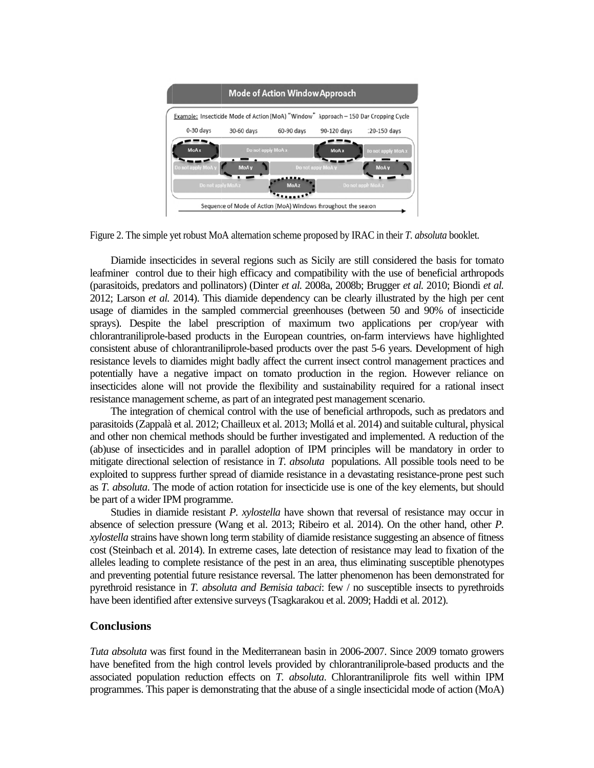Figure 2. The simple yet robust MoA alternation scheme proposed by IRAC in their *T. absoluta* booklet.

Diamide insecticides in several regions such as Sicily are still considered the basis for tomato leafminer control due to their high efficacy and compatibility with the use of beneficial arthropods (parasitoids, predators and pollinators) (Dinter *et al.* 2008a, 2008b; Brugger *et al.* 2010; Biondi *et al.* 2012; Larson *et al.* 2014). This diamide dependency can be clearly illustrated by the high per cent usage of diamides in the sampled commercial greenhouses (between 50 and 90% of insecticide sprays). Despite the label prescription of maximum two applications per crop/year with chlorantraniliprole-based products in the European countries, on-farm interviews have highlighted consistent abuse of chlorantraniliprole-based products over the past 5-6 years. Development of high resistance levels to diamides might badly affect the current insect control management practices and potentially have a negative impact on tomato production in the region. However reliance on insecticides alone will not provide the flexibility and sustainability required for a rational insect resistance management scheme, as part of an integrated pest management scenario.

The integration of chemical control with the use of beneficial arthropods, such as predators and parasitoids (Zappalà et al. 2012; Chailleux et al. 2013; Mollá et al. 2014) and suitable cultural, physical and other non chemical methods should be further investigated and implemented. A reduction of the (ab)use of insecticides and in parallel adoption of IPM principles will be mandatory in order to mitigate directional selection of resistance in *T. absoluta* populations. All possible tools need to be exploited to suppress further spread of diamide resistance in a devastating resistance-prone pest such as *T. absoluta*. The mode of action rotation for insecticide use is one of the key elements, but should be part of a wider IPM programme.

Studies in diamide resistant *P. xylostella* have shown that reversal of resistance may occur in absence of selection pressure (Wang et al. 2013; Ribeiro et al. 2014). On the other hand, other *P. xylostella* strains have shown long term stability of diamide resistance suggesting an absence of fitness cost (Steinbach et al. 2014). In extreme cases, late detection of resistance may lead to fixation of the alleles leading to complete resistance of the pest in an area, thus eliminating susceptible phenotypes and preventing potential future resistance reversal. The latter phenomenon has been demonstrated for pyrethroid resistance in *T. absoluta and Bemisia tabaci*: few / no susceptible insects to pyrethroids have been identified after extensive surveys (Tsagkarakou et al. 2009; Haddi et al. 2012).

## Conclusions

*Tuta absoluta* was first found in the Mediterranean basin in 2006-2007. Since 2009 tomato growers have benefited from the high control levels provided by chlorantraniliprole-based products and the associated population reduction effects on *T. absoluta*. Chlorantraniliprole fits well within IPM programmes. This paper is demonstrating that the abuse of a single insecticidal mode of action (MoA)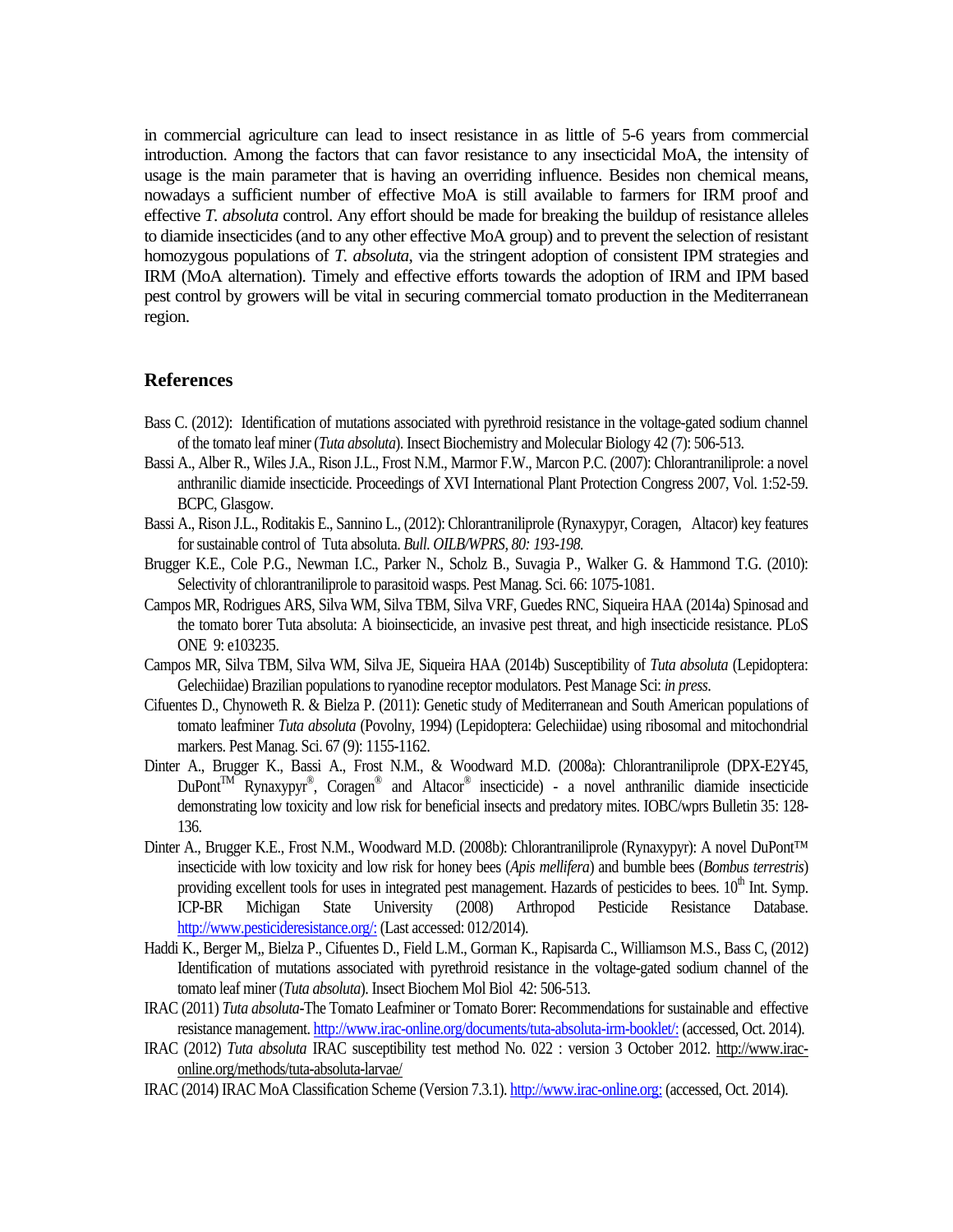in commercial agriculture can lead to insect resistance in as little of 5-6 years from commercial introduction. Among the factors that can favor resistance to any insecticidal MoA, the intensity of usage is the main parameter that is having an overriding influence. Besides non chemical means, nowadays a sufficient number of effective MoA is still available to farmers for IRM proof and effective *T. absoluta* control. Any effort should be made for breaking the buildup of resistance alleles to diamide insecticides (and to any other effective MoA group) and to prevent the selection of resistant homozygous populations of *T. absoluta*, via the stringent adoption of consistent IPM strategies and IRM (MoA alternation). Timely and effective efforts towards the adoption of IRM and IPM based pest control by growers will be vital in securing commercial tomato production in the Mediterranean region.

## References

Bass C. (2012): Identification of mutations associated with pyrethroid resistance in the voltage-gated sodium channel of the tomato leaf miner (*Tuta absoluta*). Insect Biochemistry and Molecular Biology 42 (7): 506-513.

Bassi A., Alber R., Wiles J.A., Rison J.L., Frost N.M., Marmor F.W., Marcon P.C. (2007): Chlorantraniliprole: a novel anthranilic diamide insecticide. Proceedings of XVI International Plant Protection Congress 2007, Vol. 1:52-59. BCPC, Glasgow.

Bassi A., Rison J.L., Roditakis E., Sannino L., (2012): Chlorantraniliprole (Rynaxypyr, Coragen, Altacor) key features for sustainable control of Tuta absoluta. *Bull. OILB/WPRS, 80: 193-198.*

Brugger K.E., Cole P.G., Newman I.C., Parker N., Scholz B., Suvagia P., Walker G. & Hammond T.G. (2010): Selectivity of chlorantraniliprole to parasitoid wasps. Pest Manag. Sci. 66: 1075-1081.

Campos MR, Rodrigues ARS, Silva WM, Silva TBM, Silva VRF, Guedes RNC, Siqueira HAA (2014a) Spinosad and the tomato borer Tuta absoluta: A bioinsecticide, an invasive pest threat, and high insecticide resistance. PLoS ONE 9: e103235.

Campos MR, Silva TBM, Silva WM, Silva JE, Siqueira HAA (2014b) Susceptibility of *Tuta absoluta* (Lepidoptera: Gelechiidae) Brazilian populations to ryanodine receptor modulators. Pest Manage Sci: *in press.*

Cifuentes D., Chynoweth R. & Bielza P. (2011): Genetic study of Mediterranean and South American populations of tomato leafminer *Tuta absoluta* (Povolny, 1994) (Lepidoptera: Gelechiidae) using ribosomal and mitochondrial markers. Pest Manag. Sci. 67 (9): 1155-1162.

Dinter A., Brugger K., Bassi A., Frost N.M., & Woodward M.D. (2008a): Chlorantraniliprole (DPX-E2Y45, DuPont™ Rynaxypyr®, Coragen® and Altacor® insecticide) - a novel anthranilic diamide insecticide demonstrating low toxicity and low risk for beneficial insects and predatory mites. IOBC/wprs Bulletin 35: 128-136.

Dinter A., Brugger K.E., Frost N.M., Woodward M.D. (2008b): Chlorantraniliprole (Rynaxypyr): A novel DuPont™ insecticide with low toxicity and low risk for honey bees (*Apis mellifera*) and bumble bees (*Bombus terrestris*) providing excellent tools for uses in integrated pest management. Hazards of pesticides to bees. 10th Int. Symp. ICP-BR Michigan State University (2008) Arthropod Pesticide Resistance Database. http://www.pesticideresistance.org/: (Last accessed: 012/2014).

Haddi K., Berger M,, Bielza P., Cifuentes D., Field L.M., Gorman K., Rapisarda C., Williamson M.S., Bass C, (2012) Identification of mutations associated with pyrethroid resistance in the voltage-gated sodium channel of the tomato leaf miner (*Tuta absoluta*). Insect Biochem Mol Biol 42: 506-513.

IRAC (2011) *Tuta absoluta*-The Tomato Leafminer or Tomato Borer: Recommendations for sustainable and effective resistance management. http://www.irac-online.org/documents/tuta-absoluta-irm-booklet/: (accessed, Oct. 2014).

IRAC (2012) *Tuta absoluta* IRAC susceptibility test method No. 022 : version 3 October 2012. http://www.irac-online.org/methods/tuta-absoluta-larvae/

IRAC (2014) IRAC MoA Classification Scheme (Version 7.3.1). http://www.irac-online.org: (accessed, Oct. 2014).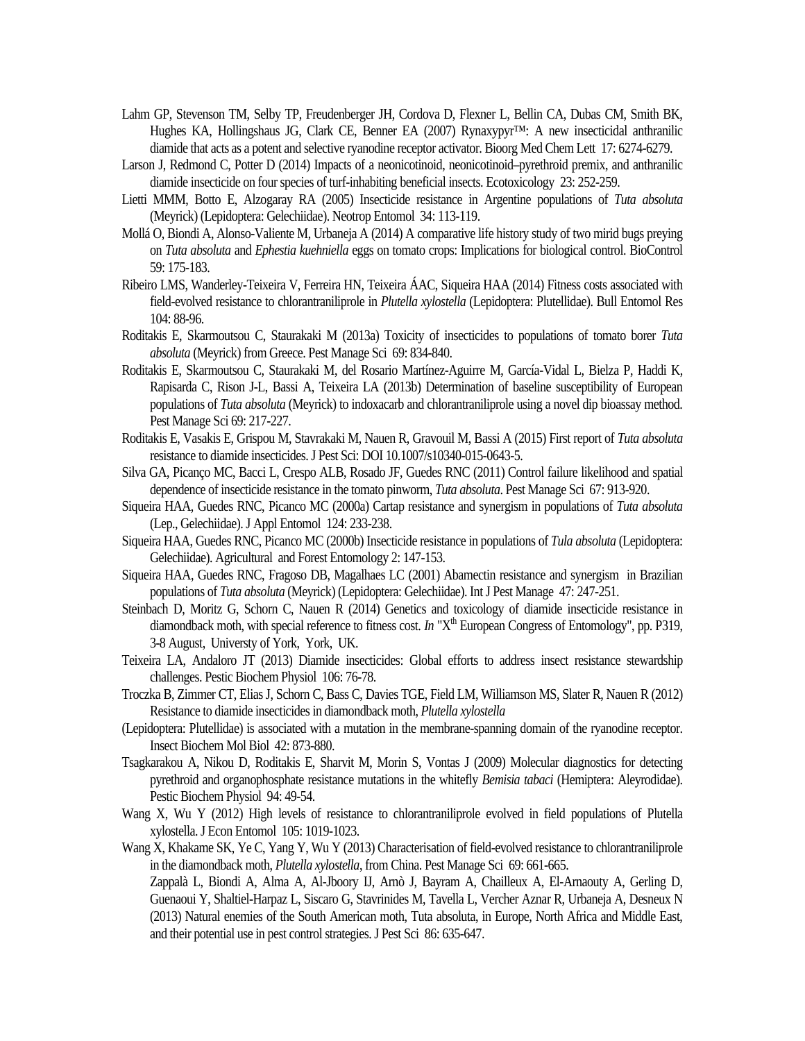Lahm GP, Stevenson TM, Selby TP, Freudenberger JH, Cordova D, Flexner L, Bellin CA, Dubas CM, Smith BK, Hughes KA, Hollingshaus JG, Clark CE, Benner EA (2007) Rynaxypyr™: A new insecticidal anthranilic diamide that acts as a potent and selective ryanodine receptor activator. Bioorg Med Chem Lett 17: 6274-6279.

Larson J, Redmond C, Potter D (2014) Impacts of a neonicotinoid, neonicotinoid–pyrethroid premix, and anthranilic diamide insecticide on four species of turf-inhabiting beneficial insects. Ecotoxicology 23: 252-259.

Lietti MMM, Botto E, Alzogaray RA (2005) Insecticide resistance in Argentine populations of *Tuta absoluta* (Meyrick) (Lepidoptera: Gelechiidae). Neotrop Entomol 34: 113-119.

Mollá O, Biondi A, Alonso-Valiente M, Urbaneja A (2014) A comparative life history study of two mirid bugs preying on *Tuta absoluta* and *Ephestia kuehniella* eggs on tomato crops: Implications for biological control. BioControl 59: 175-183.

Ribeiro LMS, Wanderley-Teixeira V, Ferreira HN, Teixeira ÁAC, Siqueira HAA (2014) Fitness costs associated with field-evolved resistance to chlorantraniliprole in *Plutella xylostella* (Lepidoptera: Plutellidae). Bull Entomol Res 104: 88-96.

Roditakis E, Skarmoutsou C, Staurakaki M (2013a) Toxicity of insecticides to populations of tomato borer *Tuta absoluta* (Meyrick) from Greece. Pest Manage Sci 69: 834-840.

Roditakis E, Skarmoutsou C, Staurakaki M, del Rosario Martínez-Aguirre M, García-Vidal L, Bielza P, Haddi K, Rapisarda C, Rison J-L, Bassi A, Teixeira LA (2013b) Determination of baseline susceptibility of European populations of *Tuta absoluta* (Meyrick) to indoxacarb and chlorantraniliprole using a novel dip bioassay method. Pest Manage Sci 69: 217-227.

Roditakis E, Vasakis E, Grispou M, Stavrakaki M, Nauen R, Gravouil M, Bassi A (2015) First report of *Tuta absoluta* resistance to diamide insecticides. J Pest Sci: DOI 10.1007/s10340-015-0643-5.

Silva GA, Picanço MC, Bacci L, Crespo ALB, Rosado JF, Guedes RNC (2011) Control failure likelihood and spatial dependence of insecticide resistance in the tomato pinworm, *Tuta absoluta*. Pest Manage Sci 67: 913-920.

Siqueira HAA, Guedes RNC, Picanco MC (2000a) Cartap resistance and synergism in populations of *Tuta absoluta* (Lep., Gelechiidae). J Appl Entomol 124: 233-238.

Siqueira HAA, Guedes RNC, Picanco MC (2000b) Insecticide resistance in populations of *Tula absoluta* (Lepidoptera: Gelechiidae). Agricultural and Forest Entomology 2: 147-153.

Siqueira HAA, Guedes RNC, Fragoso DB, Magalhaes LC (2001) Abamectin resistance and synergism in Brazilian populations of *Tuta absoluta* (Meyrick) (Lepidoptera: Gelechiidae). Int J Pest Manage 47: 247-251.

Steinbach D, Moritz G, Schorn C, Nauen R (2014) Genetics and toxicology of diamide insecticide resistance in diamondback moth, with special reference to fitness cost. *In* "X$^{th}$ European Congress of Entomology", pp. P319, 3-8 August, Universty of York, York, UK.

Teixeira LA, Andaloro JT (2013) Diamide insecticides: Global efforts to address insect resistance stewardship challenges. Pestic Biochem Physiol 106: 76-78.

Troczka B, Zimmer CT, Elias J, Schorn C, Bass C, Davies TGE, Field LM, Williamson MS, Slater R, Nauen R (2012) Resistance to diamide insecticides in diamondback moth, *Plutella xylostella* (Lepidoptera: Plutellidae) is associated with a mutation in the membrane-spanning domain of the ryanodine receptor. Insect Biochem Mol Biol 42: 873-880.

Tsagkarakou A, Nikou D, Roditakis E, Sharvit M, Morin S, Vontas J (2009) Molecular diagnostics for detecting pyrethroid and organophosphate resistance mutations in the whitefly *Bemisia tabaci* (Hemiptera: Aleyrodidae). Pestic Biochem Physiol 94: 49-54.

Wang X, Wu Y (2012) High levels of resistance to chlorantraniliprole evolved in field populations of Plutella xylostella. J Econ Entomol 105: 1019-1023.

Wang X, Khakame SK, Ye C, Yang Y, Wu Y (2013) Characterisation of field-evolved resistance to chlorantraniliprole in the diamondback moth, *Plutella xylostella*, from China. Pest Manage Sci 69: 661-665.

Zappalà L, Biondi A, Alma A, Al-Jboory IJ, Arnò J, Bayram A, Chailleux A, El-Arnaouty A, Gerling D, Guenaoui Y, Shaltiel-Harpaz L, Siscaro G, Stavrinides M, Tavella L, Vercher Aznar R, Urbaneja A, Desneux N (2013) Natural enemies of the South American moth, Tuta absoluta, in Europe, North Africa and Middle East, and their potential use in pest control strategies. J Pest Sci 86: 635-647.